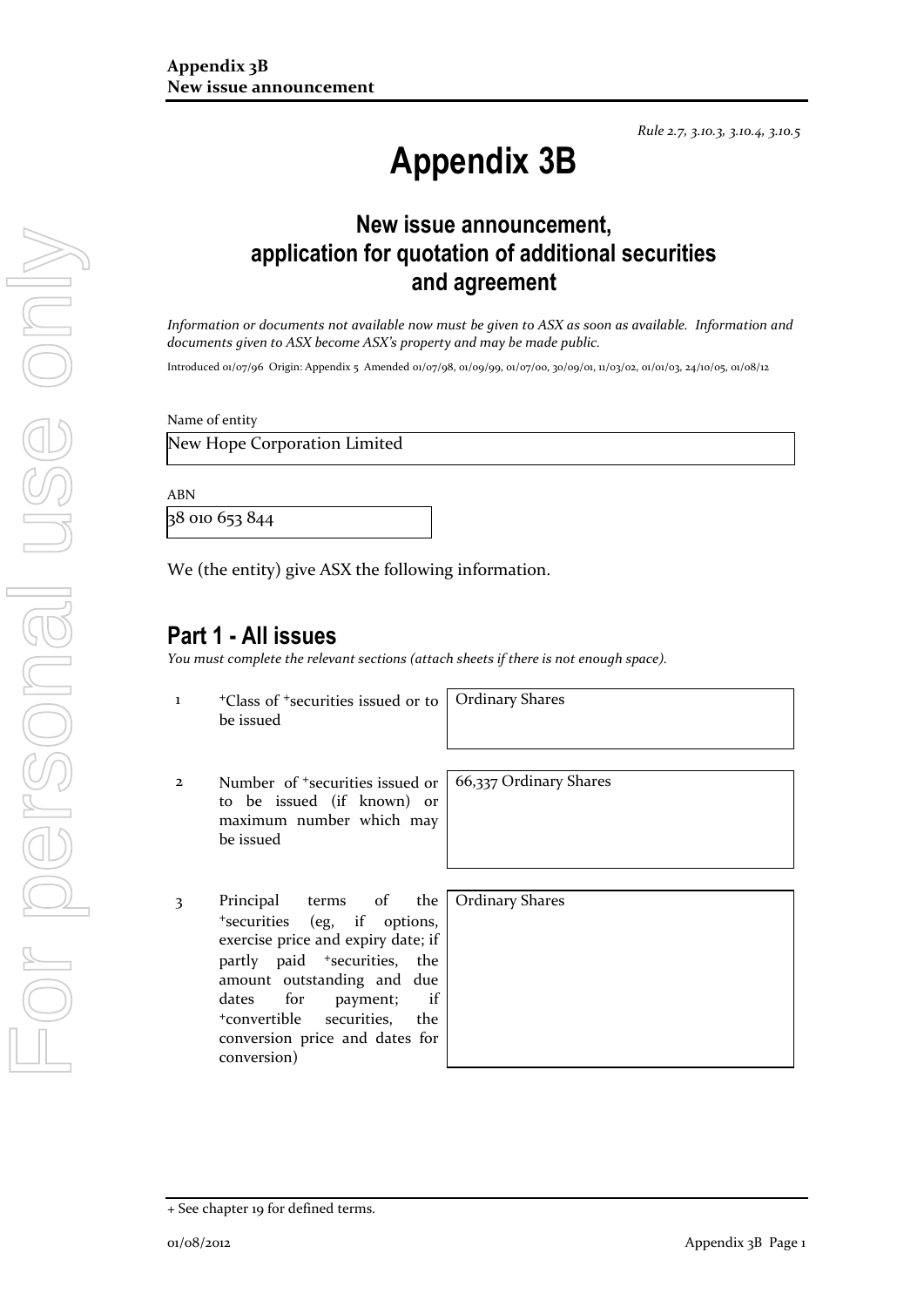*Rule 2.7, 3.10.3, 3.10.4, 3.10.5*

# Appendix 3B

## New issue announcement, application for quotation of additional securities and agreement

*Information or documents not available now must be given to ASX as soon as available. Information and documents given to ASX become ASX's property and may be made public.*

Introduced 01/07/96 Origin: Appendix 5 Amended 01/07/98, 01/09/99, 01/07/00, 30/09/01, 11/03/02, 01/01/03, 24/10/05, 01/08/12

Name of entity

New Hope Corporation Limited

ABN

38 010 653 844

We (the entity) give ASX the following information.

## Part 1 - All issues

*You must complete the relevant sections (attach sheets if there is not enough space).*

| | | |
|---|---|---|
| 1 | +Class of +securities issued or to be issued | Ordinary Shares |
| 2 | Number of +securities issued or to be issued (if known) or maximum number which may be issued | 66,337 Ordinary Shares |
| 3 | Principal terms of the +securities (eg, if options, exercise price and expiry date; if partly paid +securities, the amount outstanding and due dates for payment; if +convertible securities, the conversion price and dates for conversion) | Ordinary Shares |

+ See chapter 19 for defined terms.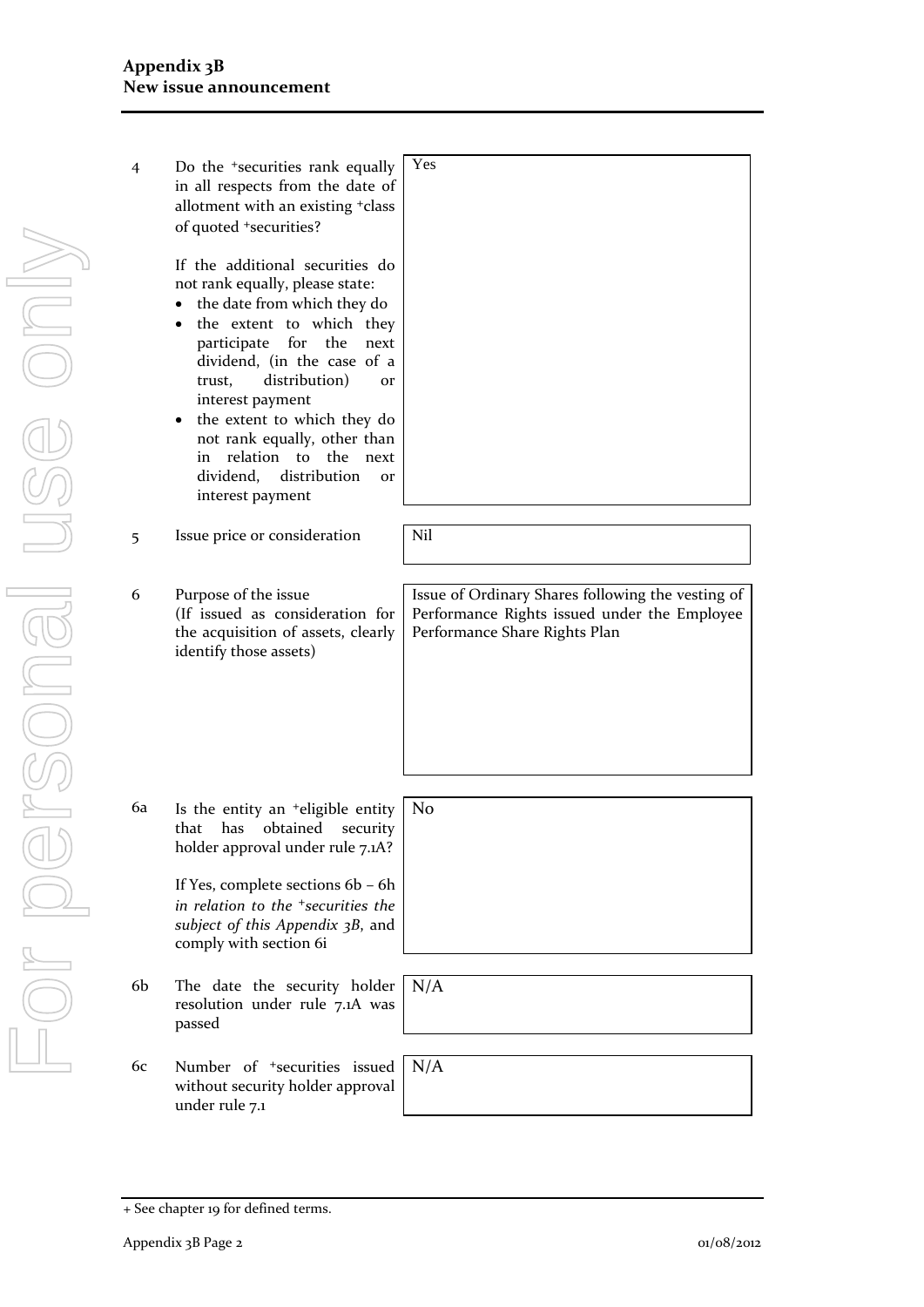| | | |
|---|---|---|
| 4 | Do the +securities rank equally in all respects from the date of allotment with an existing +class of quoted +securities?<br><br>If the additional securities do not rank equally, please state:<br>• the date from which they do<br>• the extent to which they participate for the next dividend, (in the case of a trust, distribution) or interest payment<br>• the extent to which they do not rank equally, other than in relation to the next dividend, distribution or interest payment | Yes |
| 5 | Issue price or consideration | Nil |
| 6 | Purpose of the issue<br>(If issued as consideration for the acquisition of assets, clearly identify those assets) | Issue of Ordinary Shares following the vesting of Performance Rights issued under the Employee Performance Share Rights Plan |
| 6a | Is the entity an +eligible entity that has obtained security holder approval under rule 7.1A?<br><br>If Yes, complete sections 6b – 6h *in relation to the +securities the subject of this Appendix 3B*, and comply with section 6i | No |
| 6b | The date the security holder resolution under rule 7.1A was passed | N/A |
| 6c | Number of +securities issued without security holder approval under rule 7.1 | N/A |

+ See chapter 19 for defined terms.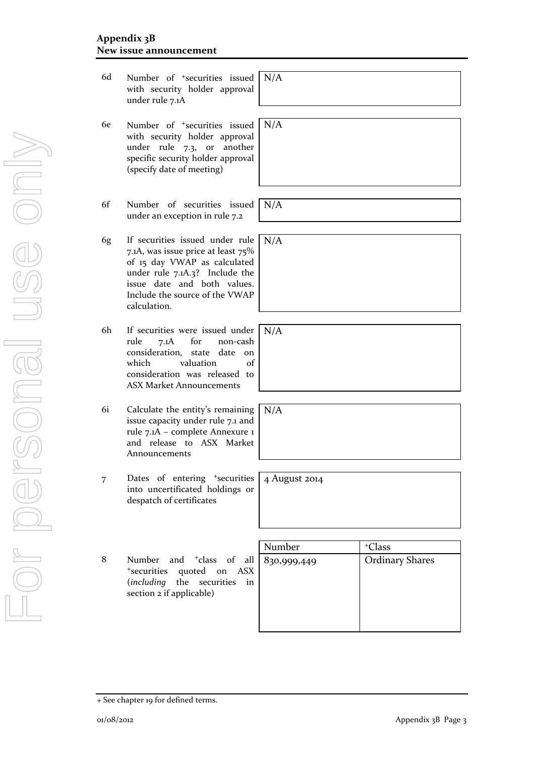| | | |
|---|---|---|
| 6d | Number of +securities issued with security holder approval under rule 7.1A | N/A |
| 6e | Number of +securities issued with security holder approval under rule 7.3, or another specific security holder approval (specify date of meeting) | N/A |
| 6f | Number of securities issued under an exception in rule 7.2 | N/A |
| 6g | If securities issued under rule 7.1A, was issue price at least 75% of 15 day VWAP as calculated under rule 7.1A.3? Include the issue date and both values. Include the source of the VWAP calculation. | N/A |
| 6h | If securities were issued under rule 7.1A for non-cash consideration, state date on which valuation of consideration was released to ASX Market Announcements | N/A |
| 6i | Calculate the entity's remaining issue capacity under rule 7.1 and rule 7.1A – complete Annexure 1 and release to ASX Market Announcements | N/A |
| 7 | Dates of entering +securities into uncertificated holdings or despatch of certificates | 4 August 2014 |

| | | Number | +Class |
|---|---|---|---|
| 8 | Number and +class of all +securities quoted on ASX (*including* the securities in section 2 if applicable) | 830,999,449 | Ordinary Shares |

+ See chapter 19 for defined terms.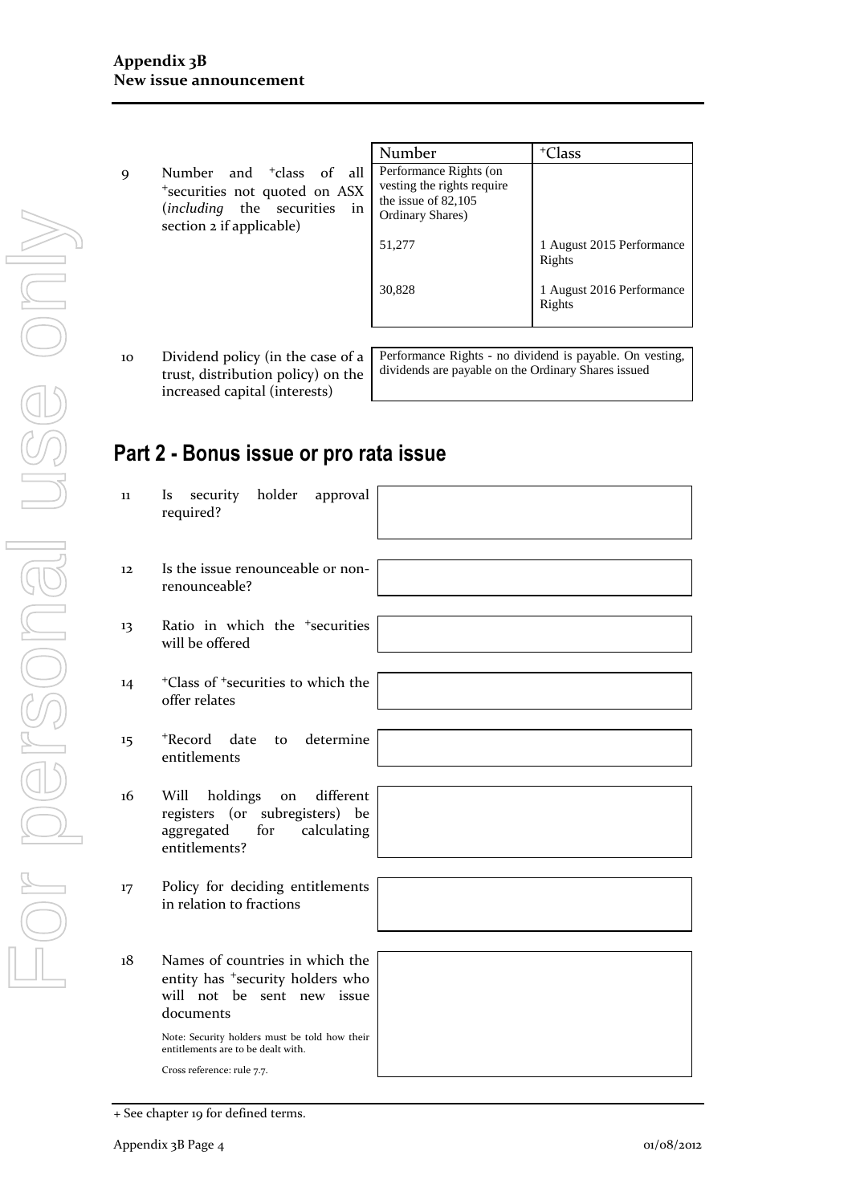| | | Number | +Class |
|---|---|---|---|
| 9 | Number and +class of all +securities not quoted on ASX (*including* the securities in section 2 if applicable) | Performance Rights (on vesting the rights require the issue of 82,105 Ordinary Shares) | |
| | | 51,277 | 1 August 2015 Performance Rights |
| | | 30,828 | 1 August 2016 Performance Rights |

| | | |
|---|---|---|
| 10 | Dividend policy (in the case of a trust, distribution policy) on the increased capital (interests) | Performance Rights - no dividend is payable. On vesting, dividends are payable on the Ordinary Shares issued |

## Part 2 - Bonus issue or pro rata issue

| | | |
|---|---|---|
| 11 | Is security holder approval required? | |
| 12 | Is the issue renounceable or non-renounceable? | |
| 13 | Ratio in which the +securities will be offered | |
| 14 | +Class of +securities to which the offer relates | |
| 15 | +Record date to determine entitlements | |
| 16 | Will holdings on different registers (or subregisters) be aggregated for calculating entitlements? | |
| 17 | Policy for deciding entitlements in relation to fractions | |
| 18 | Names of countries in which the entity has +security holders who will not be sent new issue documents<br><br>Note: Security holders must be told how their entitlements are to be dealt with.<br><br>Cross reference: rule 7.7. | |

+ See chapter 19 for defined terms.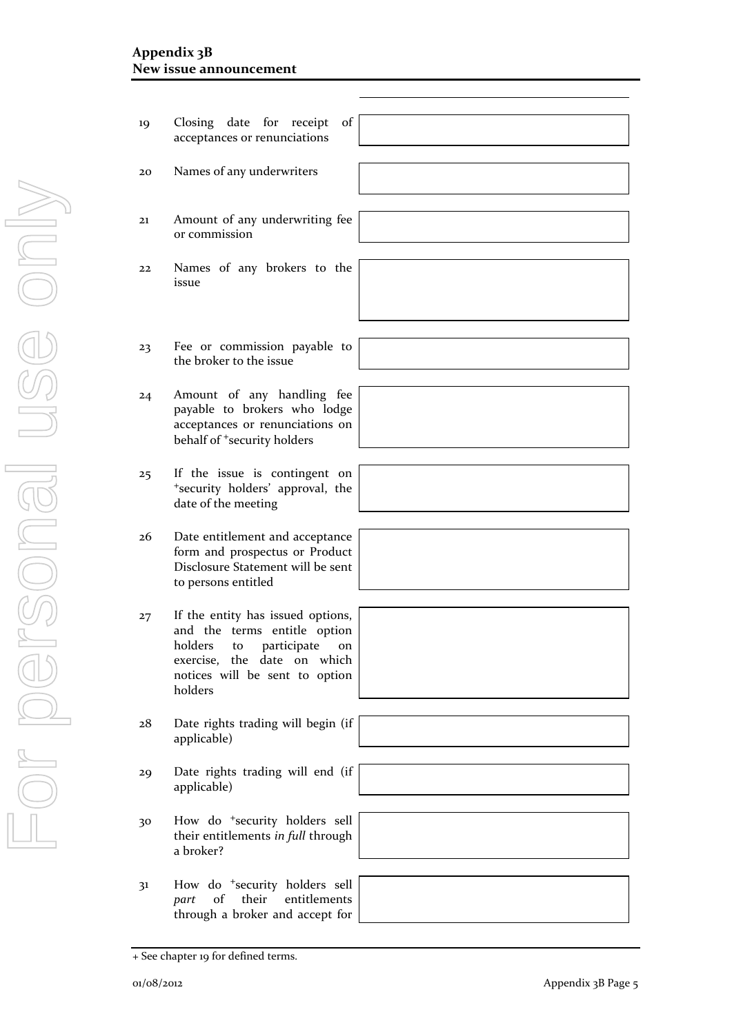| | | |
|---|---|---|
| 19 | Closing date for receipt of acceptances or renunciations | |
| 20 | Names of any underwriters | |
| 21 | Amount of any underwriting fee or commission | |
| 22 | Names of any brokers to the issue | |
| 23 | Fee or commission payable to the broker to the issue | |
| 24 | Amount of any handling fee payable to brokers who lodge acceptances or renunciations on behalf of +security holders | |
| 25 | If the issue is contingent on +security holders' approval, the date of the meeting | |
| 26 | Date entitlement and acceptance form and prospectus or Product Disclosure Statement will be sent to persons entitled | |
| 27 | If the entity has issued options, and the terms entitle option holders to participate on exercise, the date on which notices will be sent to option holders | |
| 28 | Date rights trading will begin (if applicable) | |
| 29 | Date rights trading will end (if applicable) | |
| 30 | How do +security holders sell their entitlements *in full* through a broker? | |
| 31 | How do +security holders sell *part* of their entitlements through a broker and accept for | |

+ See chapter 19 for defined terms.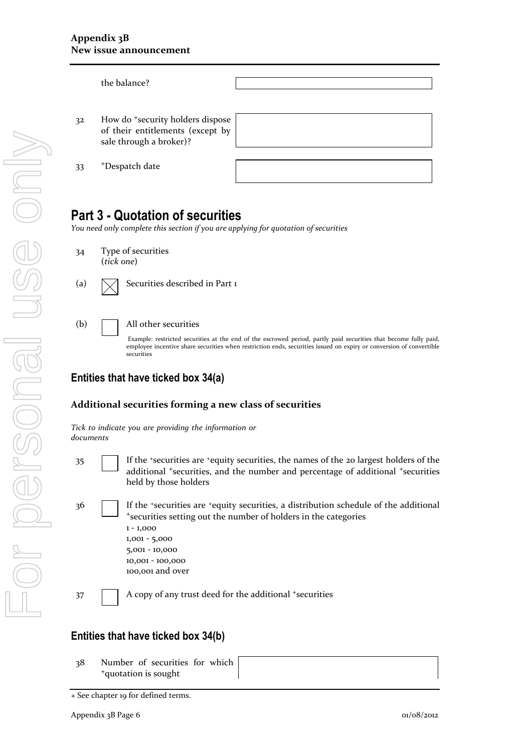| | | |
|---|---|---|
| | the balance? | |
| 32 | How do +security holders dispose of their entitlements (except by sale through a broker)? | |
| 33 | +Despatch date | |

## Part 3 - Quotation of securities

*You need only complete this section if you are applying for quotation of securities*

34 Type of securities (*tick one*)

(a) ☒ Securities described in Part 1

(b) ☐ All other securities

Example: restricted securities at the end of the escrowed period, partly paid securities that become fully paid, employee incentive share securities when restriction ends, securities issued on expiry or conversion of convertible securities

### Entities that have ticked box 34(a)

**Additional securities forming a new class of securities**

*Tick to indicate you are providing the information or documents*

35 ☐ If the +securities are +equity securities, the names of the 20 largest holders of the additional +securities, and the number and percentage of additional +securities held by those holders

36 ☐ If the +securities are +equity securities, a distribution schedule of the additional +securities setting out the number of holders in the categories
1 - 1,000
1,001 - 5,000
5,001 - 10,000
10,001 - 100,000
100,001 and over

37 ☐ A copy of any trust deed for the additional +securities

### Entities that have ticked box 34(b)

| | | |
|---|---|---|
| 38 | Number of securities for which +quotation is sought | |

+ See chapter 19 for defined terms.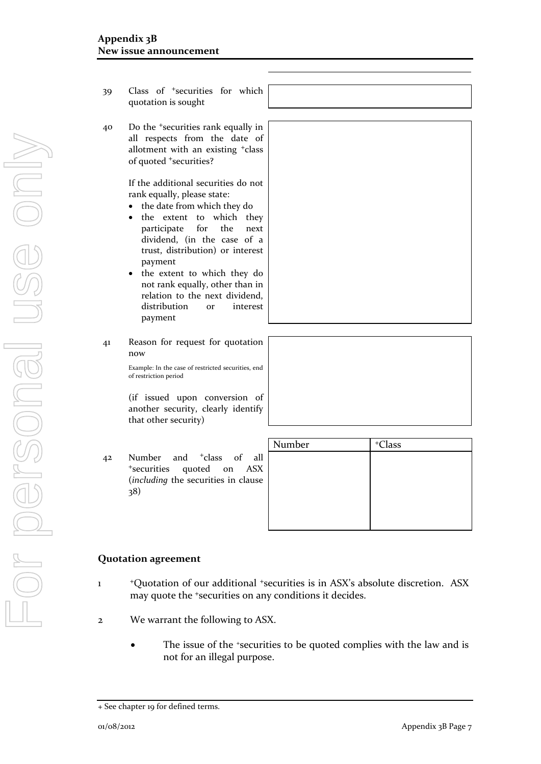39 Class of +securities for which quotation is sought

40 Do the +securities rank equally in all respects from the date of allotment with an existing +class of quoted +securities?

If the additional securities do not rank equally, please state:

- the date from which they do
- the extent to which they participate for the next dividend, (in the case of a trust, distribution) or interest payment
- the extent to which they do not rank equally, other than in relation to the next dividend, distribution or interest payment

41 Reason for request for quotation now

Example: In the case of restricted securities, end of restriction period

(if issued upon conversion of another security, clearly identify that other security)

42 Number and +class of all +securities quoted on ASX (*including* the securities in clause 38)

| Number | +Class |
|---|---|
| | |

## Quotation agreement

1 +Quotation of our additional +securities is in ASX's absolute discretion. ASX may quote the +securities on any conditions it decides.

2 We warrant the following to ASX.

- The issue of the +securities to be quoted complies with the law and is not for an illegal purpose.

+ See chapter 19 for defined terms.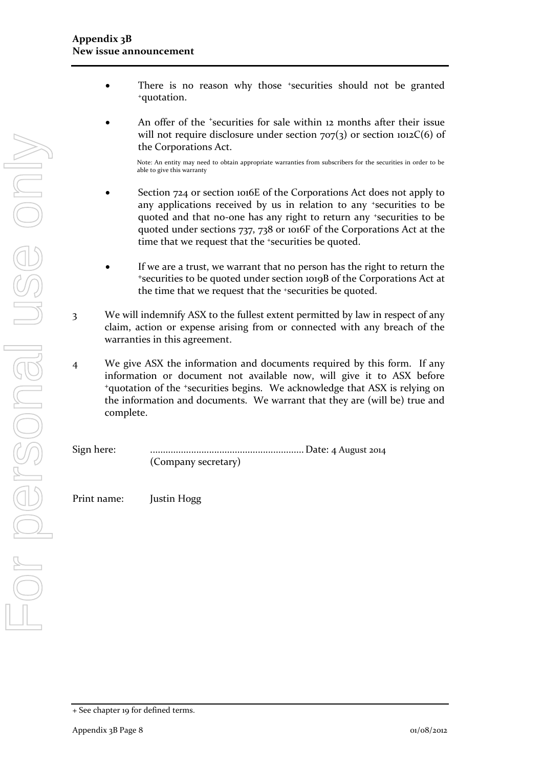- There is no reason why those +securities should not be granted +quotation.

- An offer of the +securities for sale within 12 months after their issue will not require disclosure under section 707(3) or section 1012C(6) of the Corporations Act.

  Note: An entity may need to obtain appropriate warranties from subscribers for the securities in order to be able to give this warranty

- Section 724 or section 1016E of the Corporations Act does not apply to any applications received by us in relation to any +securities to be quoted and that no-one has any right to return any +securities to be quoted under sections 737, 738 or 1016F of the Corporations Act at the time that we request that the +securities be quoted.

- If we are a trust, we warrant that no person has the right to return the +securities to be quoted under section 1019B of the Corporations Act at the time that we request that the +securities be quoted.

3 We will indemnify ASX to the fullest extent permitted by law in respect of any claim, action or expense arising from or connected with any breach of the warranties in this agreement.

4 We give ASX the information and documents required by this form. If any information or document not available now, will give it to ASX before +quotation of the +securities begins. We acknowledge that ASX is relying on the information and documents. We warrant that they are (will be) true and complete.

Sign here: ............................................................ Date: 4 August 2014
(Company secretary)

Print name: Justin Hogg

+ See chapter 19 for defined terms.